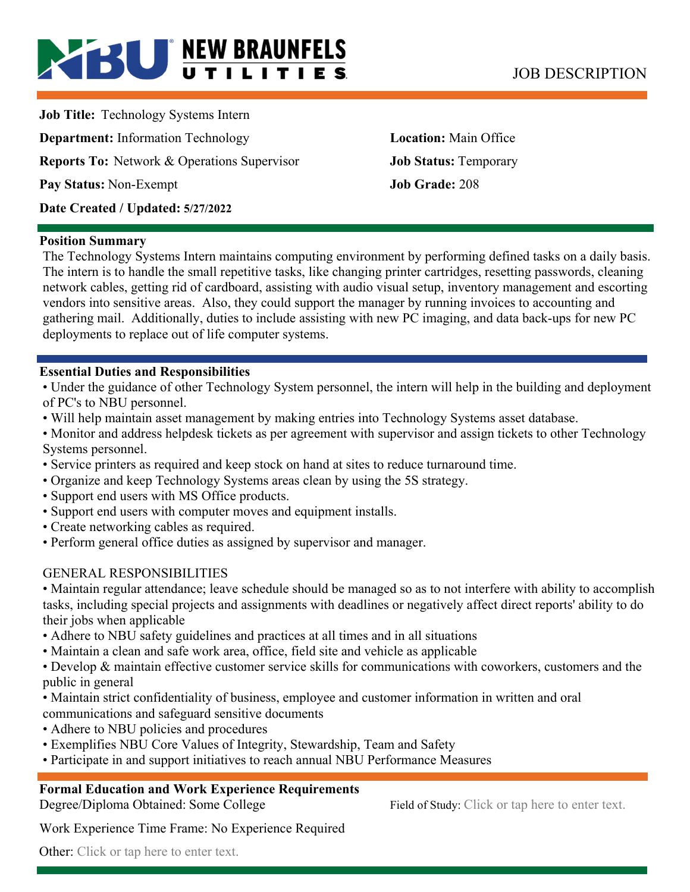NEW BRAUNFELS UTILITIES

JOB DESCRIPTION

**Job Title:** Technology Systems Intern

**Department:** Information Technology

**Location:** Main Office

**Reports To:** Network & Operations Supervisor

**Job Status:** Temporary

**Pay Status:** Non-Exempt

**Job Grade:** 208

**Date Created / Updated: 5/27/2022**

## Position Summary

The Technology Systems Intern maintains computing environment by performing defined tasks on a daily basis. The intern is to handle the small repetitive tasks, like changing printer cartridges, resetting passwords, cleaning network cables, getting rid of cardboard, assisting with audio visual setup, inventory management and escorting vendors into sensitive areas. Also, they could support the manager by running invoices to accounting and gathering mail. Additionally, duties to include assisting with new PC imaging, and data back-ups for new PC deployments to replace out of life computer systems.

## Essential Duties and Responsibilities

- Under the guidance of other Technology System personnel, the intern will help in the building and deployment of PC's to NBU personnel.
- Will help maintain asset management by making entries into Technology Systems asset database.
- Monitor and address helpdesk tickets as per agreement with supervisor and assign tickets to other Technology Systems personnel.
- Service printers as required and keep stock on hand at sites to reduce turnaround time.
- Organize and keep Technology Systems areas clean by using the 5S strategy.
- Support end users with MS Office products.
- Support end users with computer moves and equipment installs.
- Create networking cables as required.
- Perform general office duties as assigned by supervisor and manager.

GENERAL RESPONSIBILITIES

- Maintain regular attendance; leave schedule should be managed so as to not interfere with ability to accomplish tasks, including special projects and assignments with deadlines or negatively affect direct reports' ability to do their jobs when applicable
- Adhere to NBU safety guidelines and practices at all times and in all situations
- Maintain a clean and safe work area, office, field site and vehicle as applicable
- Develop & maintain effective customer service skills for communications with coworkers, customers and the public in general
- Maintain strict confidentiality of business, employee and customer information in written and oral communications and safeguard sensitive documents
- Adhere to NBU policies and procedures
- Exemplifies NBU Core Values of Integrity, Stewardship, Team and Safety
- Participate in and support initiatives to reach annual NBU Performance Measures

## Formal Education and Work Experience Requirements

Degree/Diploma Obtained: Some College

Field of Study: Click or tap here to enter text.

Work Experience Time Frame: No Experience Required

Other: Click or tap here to enter text.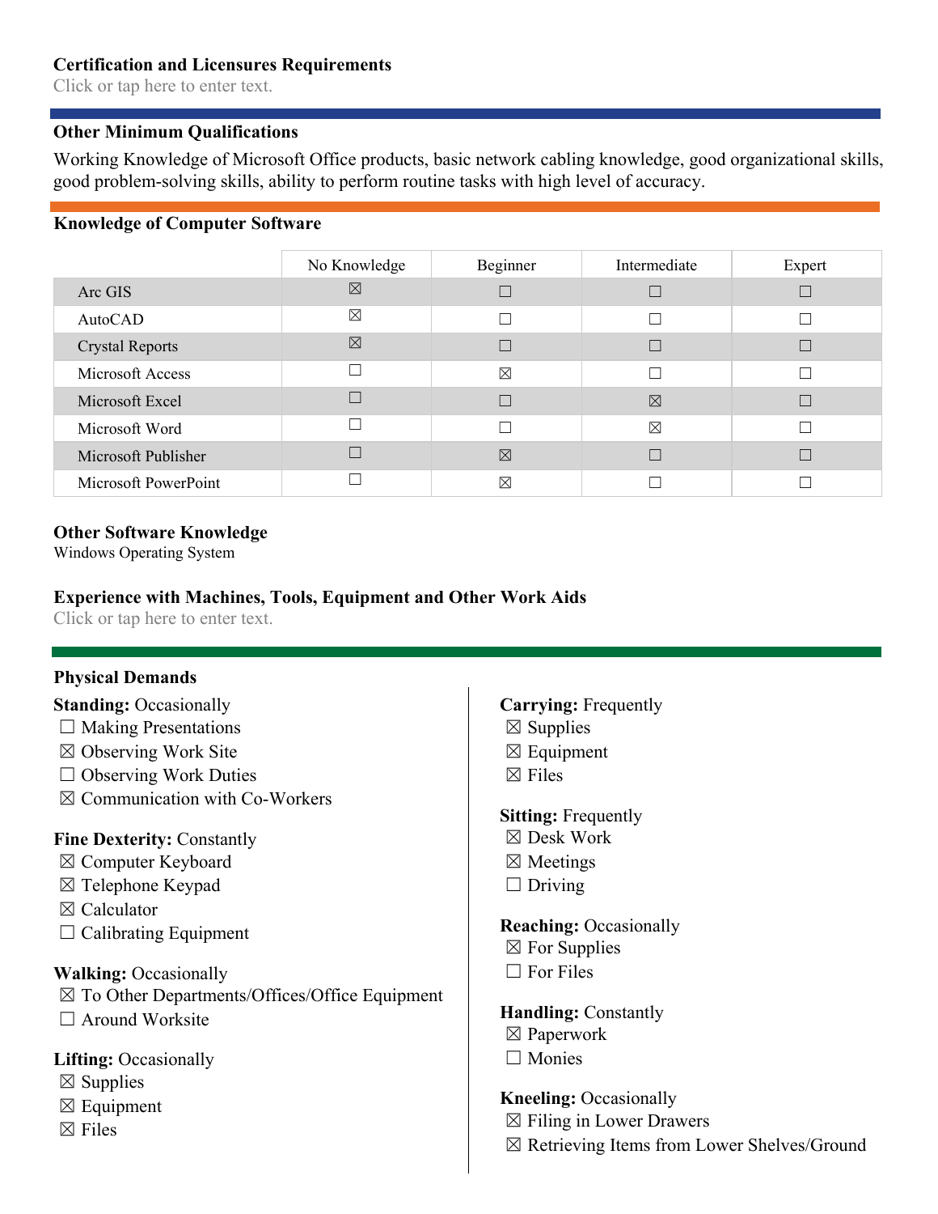### Certification and Licensures Requirements

Click or tap here to enter text.

### Other Minimum Qualifications

Working Knowledge of Microsoft Office products, basic network cabling knowledge, good organizational skills, good problem-solving skills, ability to perform routine tasks with high level of accuracy.

### Knowledge of Computer Software

| | No Knowledge | Beginner | Intermediate | Expert |
|---|---|---|---|---|
| Arc GIS | ☒ | ☐ | ☐ | ☐ |
| AutoCAD | ☒ | ☐ | ☐ | ☐ |
| Crystal Reports | ☒ | ☐ | ☐ | ☐ |
| Microsoft Access | ☐ | ☒ | ☐ | ☐ |
| Microsoft Excel | ☐ | ☐ | ☒ | ☐ |
| Microsoft Word | ☐ | ☐ | ☒ | ☐ |
| Microsoft Publisher | ☐ | ☒ | ☐ | ☐ |
| Microsoft PowerPoint | ☐ | ☒ | ☐ | ☐ |

### Other Software Knowledge

Windows Operating System

### Experience with Machines, Tools, Equipment and Other Work Aids

Click or tap here to enter text.

### Physical Demands

**Standing:** Occasionally
☐ Making Presentations
☒ Observing Work Site
☐ Observing Work Duties
☒ Communication with Co-Workers

**Fine Dexterity:** Constantly
☒ Computer Keyboard
☒ Telephone Keypad
☒ Calculator
☐ Calibrating Equipment

**Walking:** Occasionally
☒ To Other Departments/Offices/Office Equipment
☐ Around Worksite

**Lifting:** Occasionally
☒ Supplies
☒ Equipment
☒ Files

**Carrying:** Frequently
☒ Supplies
☒ Equipment
☒ Files

**Sitting:** Frequently
☒ Desk Work
☒ Meetings
☐ Driving

**Reaching:** Occasionally
☒ For Supplies
☐ For Files

**Handling:** Constantly
☒ Paperwork
☐ Monies

**Kneeling:** Occasionally
☒ Filing in Lower Drawers
☒ Retrieving Items from Lower Shelves/Ground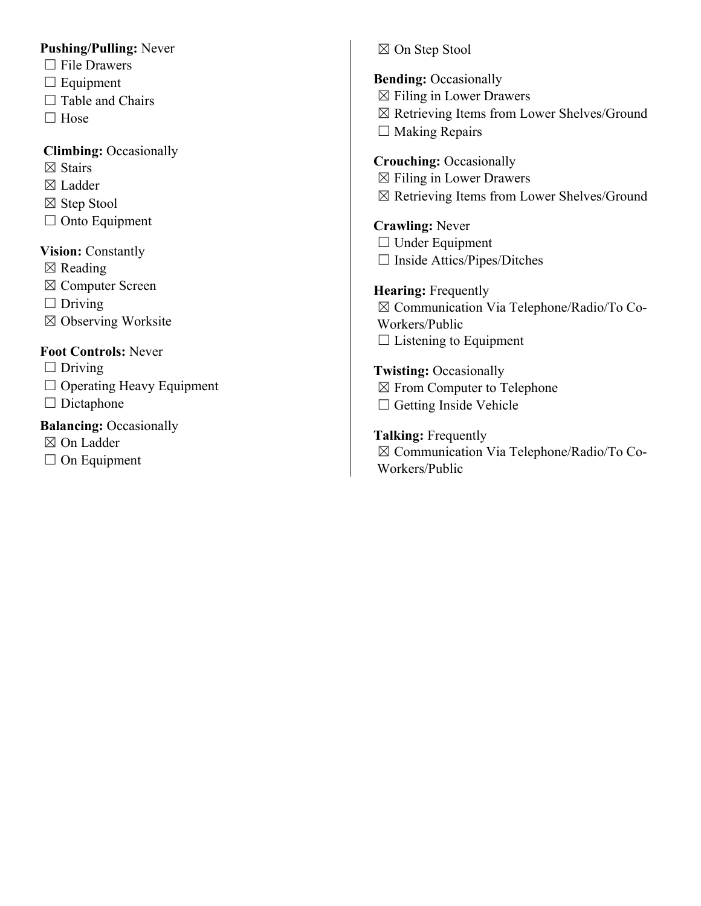**Pushing/Pulling:** Never
☐ File Drawers
☐ Equipment
☐ Table and Chairs
☐ Hose

**Climbing:** Occasionally
☒ Stairs
☒ Ladder
☒ Step Stool
☐ Onto Equipment

**Vision:** Constantly
☒ Reading
☒ Computer Screen
☐ Driving
☒ Observing Worksite

**Foot Controls:** Never
☐ Driving
☐ Operating Heavy Equipment
☐ Dictaphone

**Balancing:** Occasionally
☒ On Ladder
☐ On Equipment
☒ On Step Stool

**Bending:** Occasionally
☒ Filing in Lower Drawers
☒ Retrieving Items from Lower Shelves/Ground
☐ Making Repairs

**Crouching:** Occasionally
☒ Filing in Lower Drawers
☒ Retrieving Items from Lower Shelves/Ground

**Crawling:** Never
☐ Under Equipment
☐ Inside Attics/Pipes/Ditches

**Hearing:** Frequently
☒ Communication Via Telephone/Radio/To Co-Workers/Public
☐ Listening to Equipment

**Twisting:** Occasionally
☒ From Computer to Telephone
☐ Getting Inside Vehicle

**Talking:** Frequently
☒ Communication Via Telephone/Radio/To Co-Workers/Public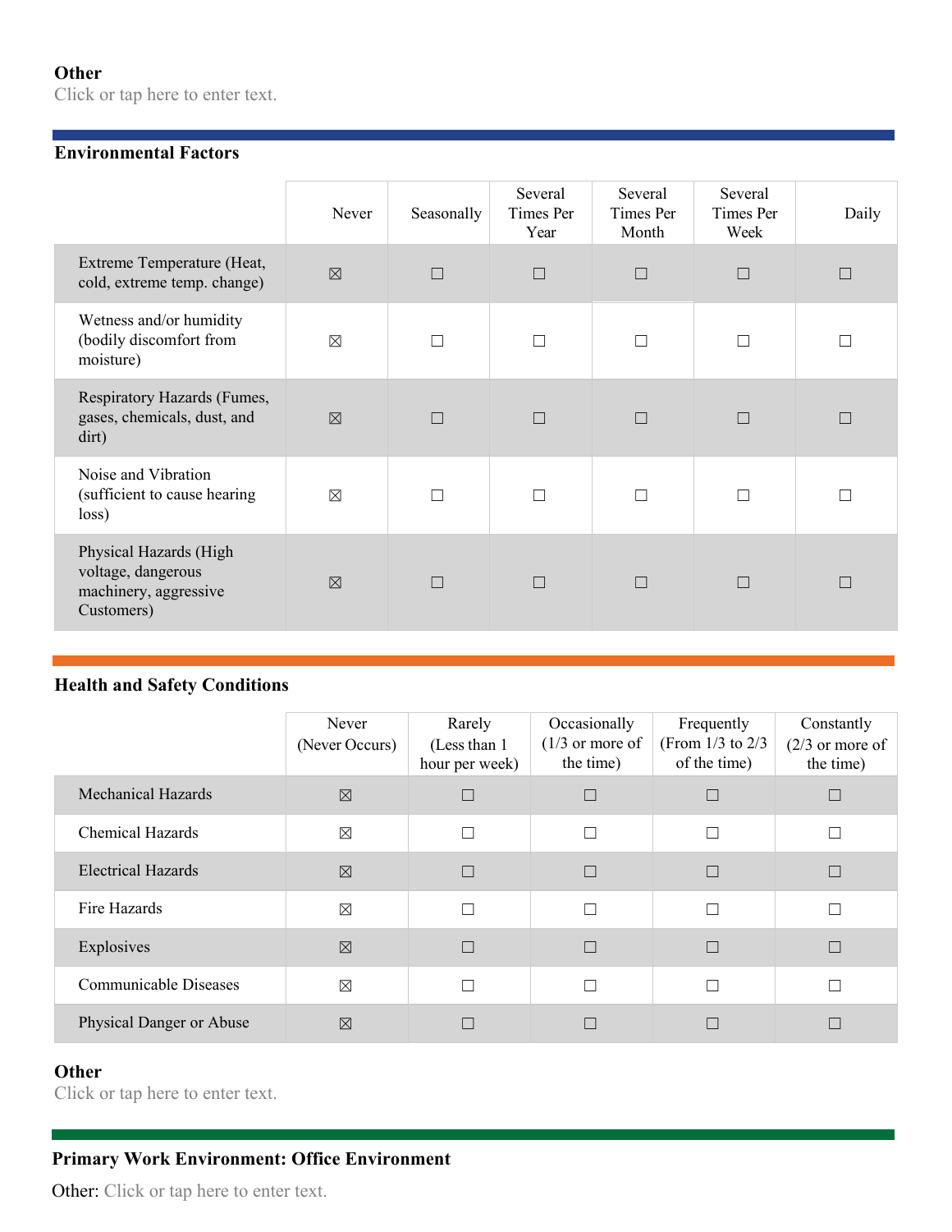**Other**

Click or tap here to enter text.

### Environmental Factors

| | Never | Seasonally | Several Times Per Year | Several Times Per Month | Several Times Per Week | Daily |
|---|---|---|---|---|---|---|
| Extreme Temperature (Heat, cold, extreme temp. change) | ☒ | ☐ | ☐ | ☐ | ☐ | ☐ |
| Wetness and/or humidity (bodily discomfort from moisture) | ☒ | ☐ | ☐ | ☐ | ☐ | ☐ |
| Respiratory Hazards (Fumes, gases, chemicals, dust, and dirt) | ☒ | ☐ | ☐ | ☐ | ☐ | ☐ |
| Noise and Vibration (sufficient to cause hearing loss) | ☒ | ☐ | ☐ | ☐ | ☐ | ☐ |
| Physical Hazards (High voltage, dangerous machinery, aggressive Customers) | ☒ | ☐ | ☐ | ☐ | ☐ | ☐ |

### Health and Safety Conditions

| | Never (Never Occurs) | Rarely (Less than 1 hour per week) | Occasionally (1/3 or more of the time) | Frequently (From 1/3 to 2/3 of the time) | Constantly (2/3 or more of the time) |
|---|---|---|---|---|---|
| Mechanical Hazards | ☒ | ☐ | ☐ | ☐ | ☐ |
| Chemical Hazards | ☒ | ☐ | ☐ | ☐ | ☐ |
| Electrical Hazards | ☒ | ☐ | ☐ | ☐ | ☐ |
| Fire Hazards | ☒ | ☐ | ☐ | ☐ | ☐ |
| Explosives | ☒ | ☐ | ☐ | ☐ | ☐ |
| Communicable Diseases | ☒ | ☐ | ☐ | ☐ | ☐ |
| Physical Danger or Abuse | ☒ | ☐ | ☐ | ☐ | ☐ |

**Other**

Click or tap here to enter text.

### Primary Work Environment: Office Environment

Other: Click or tap here to enter text.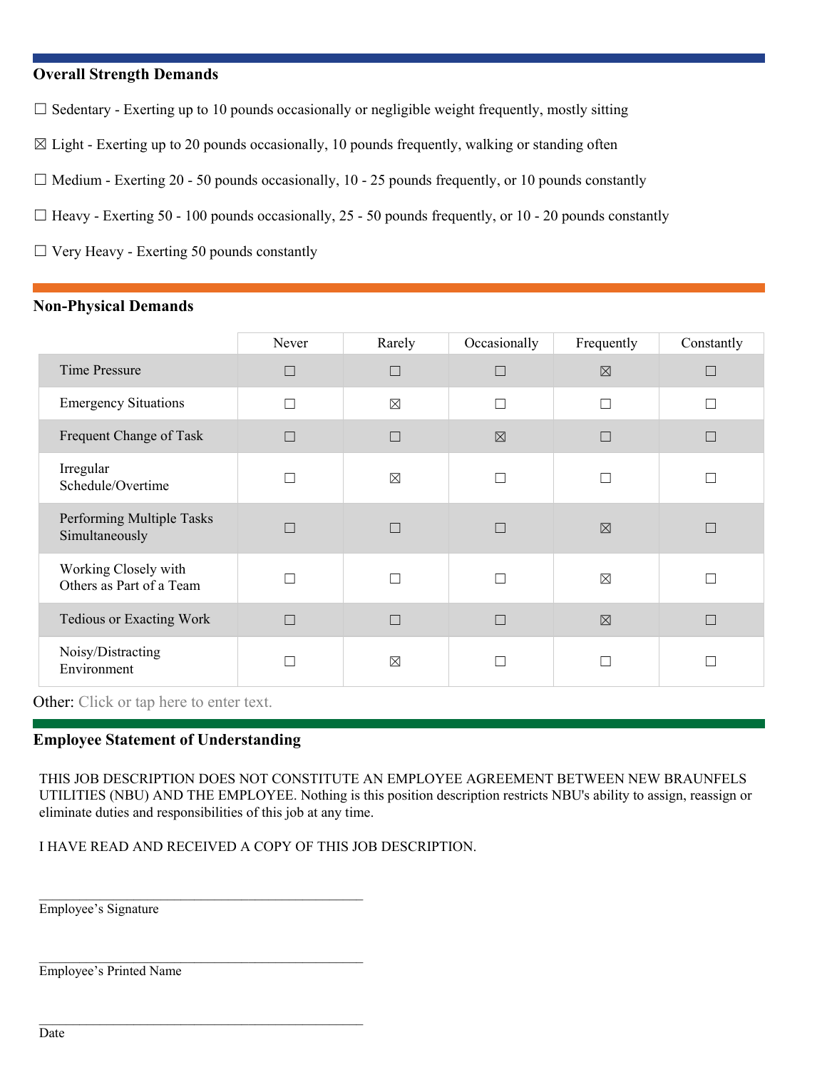## Overall Strength Demands

☐ Sedentary - Exerting up to 10 pounds occasionally or negligible weight frequently, mostly sitting

☒ Light - Exerting up to 20 pounds occasionally, 10 pounds frequently, walking or standing often

☐ Medium - Exerting 20 - 50 pounds occasionally, 10 - 25 pounds frequently, or 10 pounds constantly

☐ Heavy - Exerting 50 - 100 pounds occasionally, 25 - 50 pounds frequently, or 10 - 20 pounds constantly

☐ Very Heavy - Exerting 50 pounds constantly

## Non-Physical Demands

| | Never | Rarely | Occasionally | Frequently | Constantly |
|---|---|---|---|---|---|
| Time Pressure | ☐ | ☐ | ☐ | ☒ | ☐ |
| Emergency Situations | ☐ | ☒ | ☐ | ☐ | ☐ |
| Frequent Change of Task | ☐ | ☐ | ☒ | ☐ | ☐ |
| Irregular Schedule/Overtime | ☐ | ☒ | ☐ | ☐ | ☐ |
| Performing Multiple Tasks Simultaneously | ☐ | ☐ | ☐ | ☒ | ☐ |
| Working Closely with Others as Part of a Team | ☐ | ☐ | ☐ | ☒ | ☐ |
| Tedious or Exacting Work | ☐ | ☐ | ☐ | ☒ | ☐ |
| Noisy/Distracting Environment | ☐ | ☒ | ☐ | ☐ | ☐ |

Other: Click or tap here to enter text.

## Employee Statement of Understanding

THIS JOB DESCRIPTION DOES NOT CONSTITUTE AN EMPLOYEE AGREEMENT BETWEEN NEW BRAUNFELS UTILITIES (NBU) AND THE EMPLOYEE. Nothing is this position description restricts NBU's ability to assign, reassign or eliminate duties and responsibilities of this job at any time.

I HAVE READ AND RECEIVED A COPY OF THIS JOB DESCRIPTION.

\_\_\_\_\_\_\_\_\_\_\_\_\_\_\_\_\_\_\_\_\_\_\_\_\_\_\_\_\_\_\_\_\_\_\_\_\_\_\_\_\_\_\_\_\_\_
Employee's Signature

\_\_\_\_\_\_\_\_\_\_\_\_\_\_\_\_\_\_\_\_\_\_\_\_\_\_\_\_\_\_\_\_\_\_\_\_\_\_\_\_\_\_\_\_\_\_
Employee's Printed Name

\_\_\_\_\_\_\_\_\_\_\_\_\_\_\_\_\_\_\_\_\_\_\_\_\_\_\_\_\_\_\_\_\_\_\_\_\_\_\_\_\_\_\_\_\_\_
Date